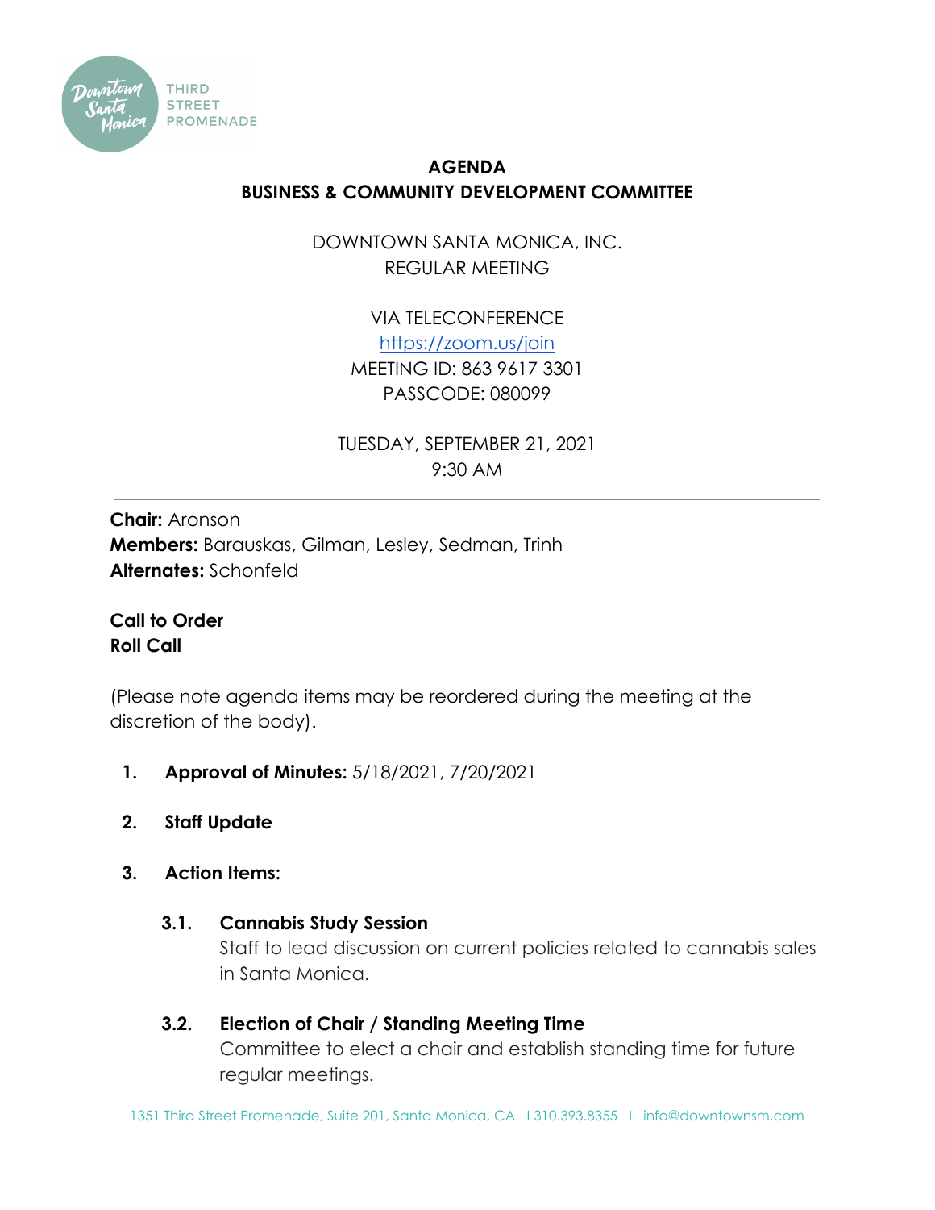# AGENDA
## BUSINESS & COMMUNITY DEVELOPMENT COMMITTEE

DOWNTOWN SANTA MONICA, INC.
REGULAR MEETING

VIA TELECONFERENCE
https://zoom.us/join
MEETING ID: 863 9617 3301
PASSCODE: 080099

TUESDAY, SEPTEMBER 21, 2021
9:30 AM

---

**Chair:** Aronson
**Members:** Barauskas, Gilman, Lesley, Sedman, Trinh
**Alternates:** Schonfeld

**Call to Order**
**Roll Call**

(Please note agenda items may be reordered during the meeting at the discretion of the body).

1. **Approval of Minutes:** 5/18/2021, 7/20/2021

2. **Staff Update**

3. **Action Items:**

   **3.1. Cannabis Study Session**
   Staff to lead discussion on current policies related to cannabis sales in Santa Monica.

   **3.2. Election of Chair / Standing Meeting Time**
   Committee to elect a chair and establish standing time for future regular meetings.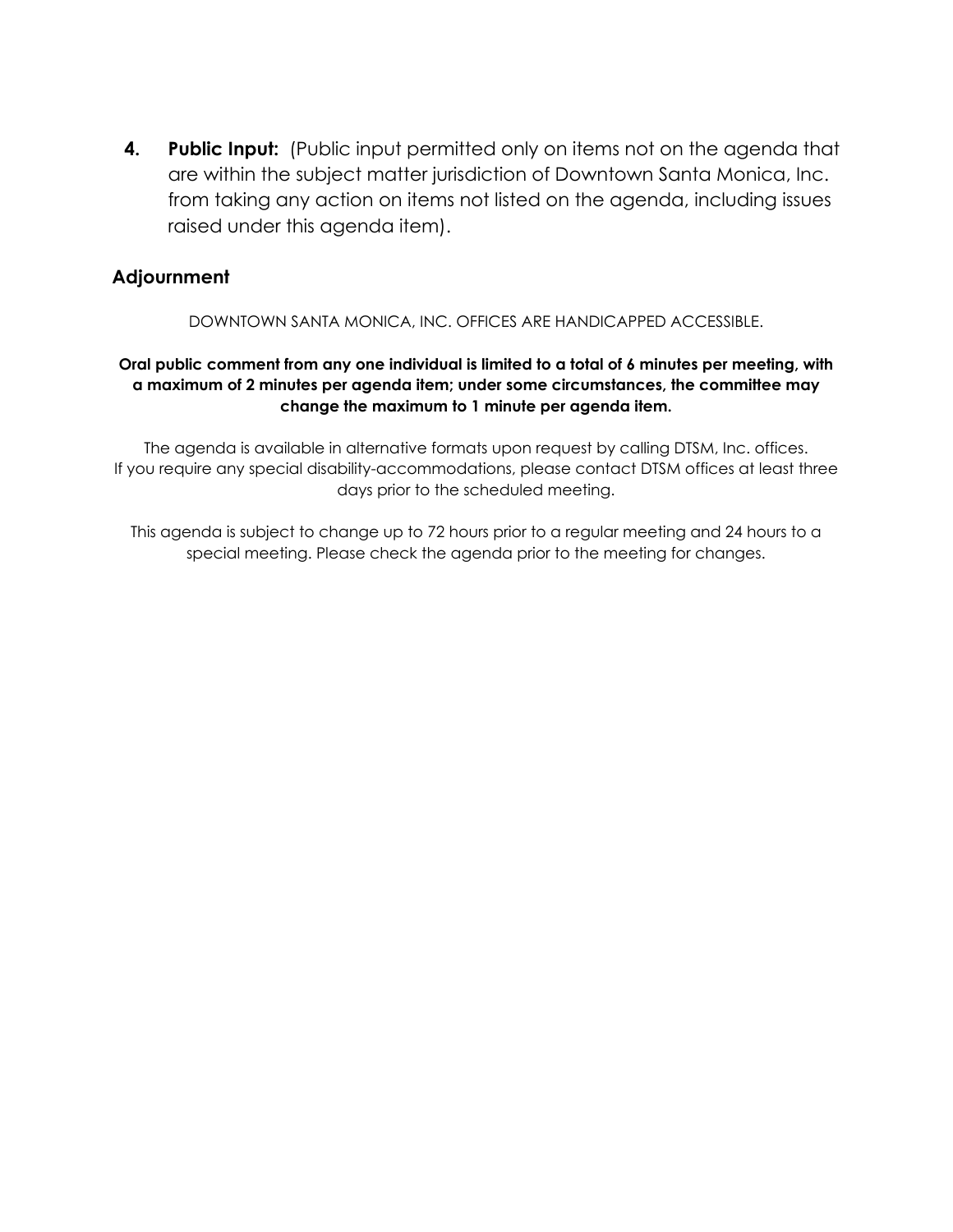4. **Public Input:** (Public input permitted only on items not on the agenda that are within the subject matter jurisdiction of Downtown Santa Monica, Inc. from taking any action on items not listed on the agenda, including issues raised under this agenda item).

## Adjournment

DOWNTOWN SANTA MONICA, INC. OFFICES ARE HANDICAPPED ACCESSIBLE.

**Oral public comment from any one individual is limited to a total of 6 minutes per meeting, with a maximum of 2 minutes per agenda item; under some circumstances, the committee may change the maximum to 1 minute per agenda item.**

The agenda is available in alternative formats upon request by calling DTSM, Inc. offices. If you require any special disability-accommodations, please contact DTSM offices at least three days prior to the scheduled meeting.

This agenda is subject to change up to 72 hours prior to a regular meeting and 24 hours to a special meeting. Please check the agenda prior to the meeting for changes.